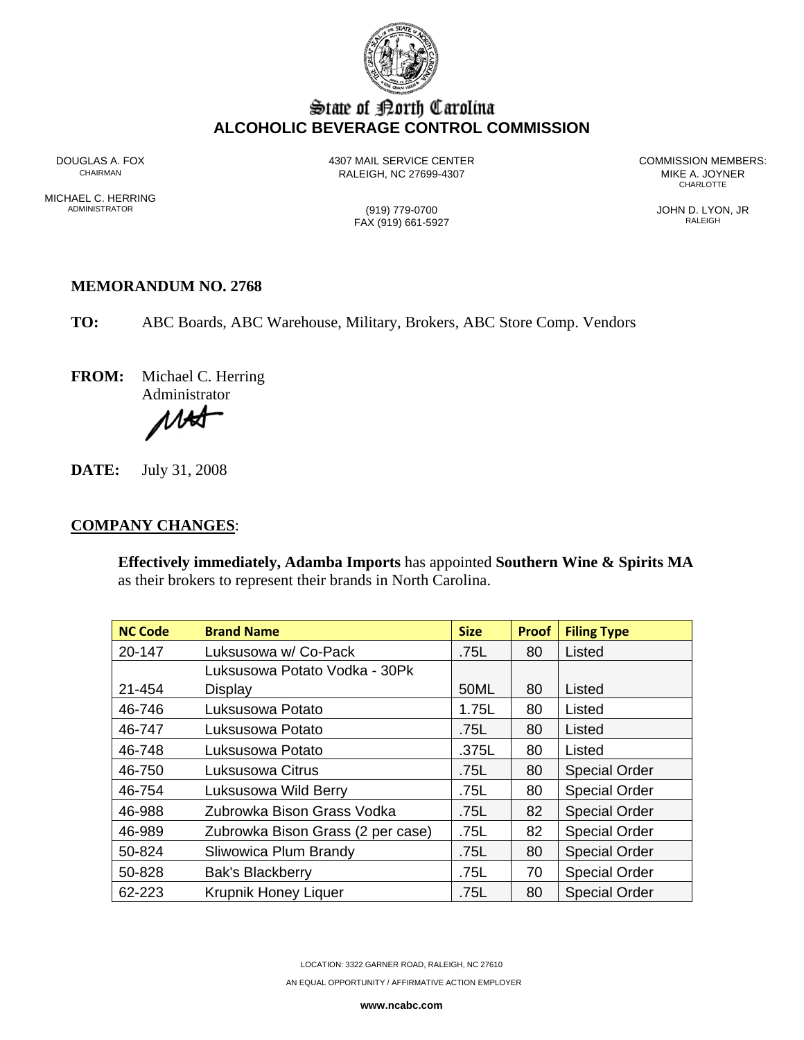# State of North Carolina
## ALCOHOLIC BEVERAGE CONTROL COMMISSION

DOUGLAS A. FOX
CHAIRMAN

MICHAEL C. HERRING
ADMINISTRATOR

4307 MAIL SERVICE CENTER
RALEIGH, NC 27699-4307

(919) 779-0700
FAX (919) 661-5927

COMMISSION MEMBERS:
MIKE A. JOYNER
CHARLOTTE

JOHN D. LYON, JR
RALEIGH

**MEMORANDUM NO. 2768**

**TO:** ABC Boards, ABC Warehouse, Military, Brokers, ABC Store Comp. Vendors

**FROM:** Michael C. Herring
Administrator

**DATE:** July 31, 2008

**COMPANY CHANGES**:

**Effectively immediately, Adamba Imports** has appointed **Southern Wine & Spirits MA** as their brokers to represent their brands in North Carolina.

| NC Code | Brand Name | Size | Proof | Filing Type |
|---|---|---|---|---|
| 20-147 | Luksusowa w/ Co-Pack | .75L | 80 | Listed |
| 21-454 | Luksusowa Potato Vodka - 30Pk Display | 50ML | 80 | Listed |
| 46-746 | Luksusowa Potato | 1.75L | 80 | Listed |
| 46-747 | Luksusowa Potato | .75L | 80 | Listed |
| 46-748 | Luksusowa Potato | .375L | 80 | Listed |
| 46-750 | Luksusowa Citrus | .75L | 80 | Special Order |
| 46-754 | Luksusowa Wild Berry | .75L | 80 | Special Order |
| 46-988 | Zubrowka Bison Grass Vodka | .75L | 82 | Special Order |
| 46-989 | Zubrowka Bison Grass (2 per case) | .75L | 82 | Special Order |
| 50-824 | Sliwowica Plum Brandy | .75L | 80 | Special Order |
| 50-828 | Bak's Blackberry | .75L | 70 | Special Order |
| 62-223 | Krupnik Honey Liquer | .75L | 80 | Special Order |

LOCATION: 3322 GARNER ROAD, RALEIGH, NC 27610

AN EQUAL OPPORTUNITY / AFFIRMATIVE ACTION EMPLOYER

**www.ncabc.com**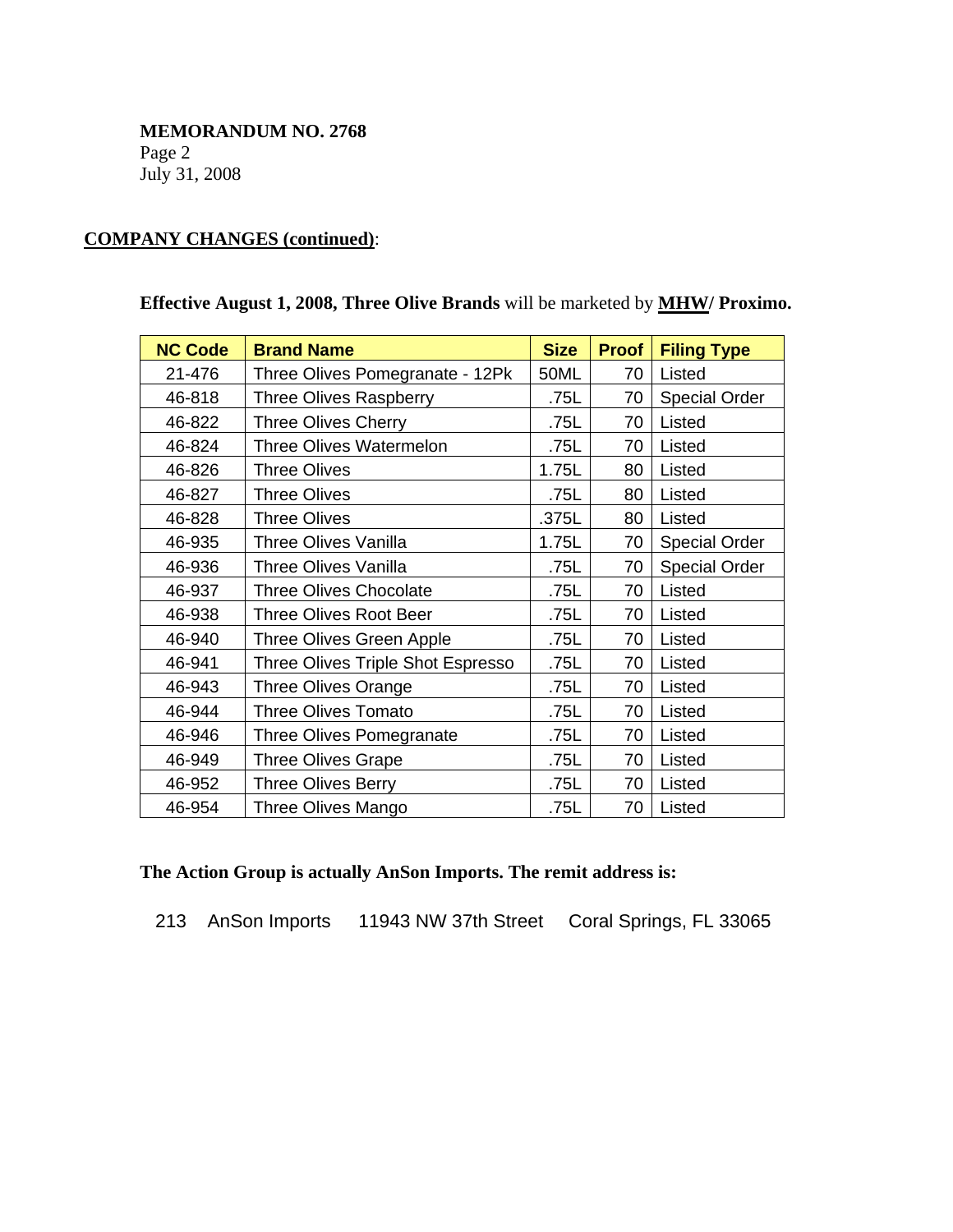**MEMORANDUM NO. 2768**
Page 2
July 31, 2008

**COMPANY CHANGES (continued)**:

**Effective August 1, 2008, Three Olive Brands** will be marketed by **MHW/ Proximo.**

| NC Code | Brand Name | Size | Proof | Filing Type |
|---|---|---|---|---|
| 21-476 | Three Olives Pomegranate - 12Pk | 50ML | 70 | Listed |
| 46-818 | Three Olives Raspberry | .75L | 70 | Special Order |
| 46-822 | Three Olives Cherry | .75L | 70 | Listed |
| 46-824 | Three Olives Watermelon | .75L | 70 | Listed |
| 46-826 | Three Olives | 1.75L | 80 | Listed |
| 46-827 | Three Olives | .75L | 80 | Listed |
| 46-828 | Three Olives | .375L | 80 | Listed |
| 46-935 | Three Olives Vanilla | 1.75L | 70 | Special Order |
| 46-936 | Three Olives Vanilla | .75L | 70 | Special Order |
| 46-937 | Three Olives Chocolate | .75L | 70 | Listed |
| 46-938 | Three Olives Root Beer | .75L | 70 | Listed |
| 46-940 | Three Olives Green Apple | .75L | 70 | Listed |
| 46-941 | Three Olives Triple Shot Espresso | .75L | 70 | Listed |
| 46-943 | Three Olives Orange | .75L | 70 | Listed |
| 46-944 | Three Olives Tomato | .75L | 70 | Listed |
| 46-946 | Three Olives Pomegranate | .75L | 70 | Listed |
| 46-949 | Three Olives Grape | .75L | 70 | Listed |
| 46-952 | Three Olives Berry | .75L | 70 | Listed |
| 46-954 | Three Olives Mango | .75L | 70 | Listed |

**The Action Group is actually AnSon Imports. The remit address is:**

213 AnSon Imports 11943 NW 37th Street Coral Springs, FL 33065